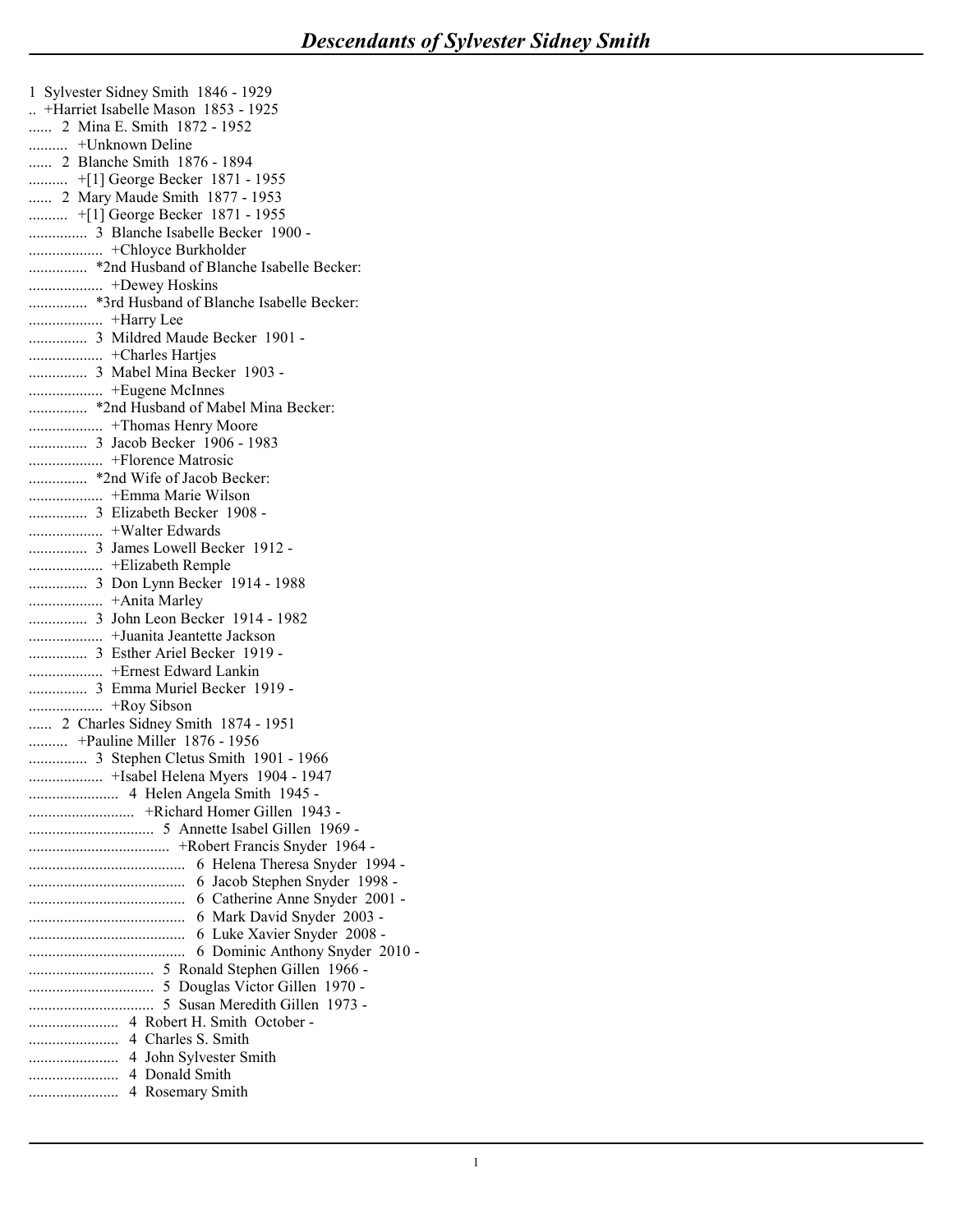# *Descendants of Sylvester Sidney Smith*

1 Sylvester Sidney Smith 1846 - 1929
.. +Harriet Isabelle Mason 1853 - 1925
...... 2 Mina E. Smith 1872 - 1952
.......... +Unknown Deline
...... 2 Blanche Smith 1876 - 1894
.......... +[1] George Becker 1871 - 1955
...... 2 Mary Maude Smith 1877 - 1953
.......... +[1] George Becker 1871 - 1955
............... 3 Blanche Isabelle Becker 1900 -
................... +Chloyce Burkholder
............... *2nd Husband of Blanche Isabelle Becker:
................... +Dewey Hoskins
............... *3rd Husband of Blanche Isabelle Becker:
................... +Harry Lee
............... 3 Mildred Maude Becker 1901 -
................... +Charles Hartjes
............... 3 Mabel Mina Becker 1903 -
................... +Eugene McInnes
............... *2nd Husband of Mabel Mina Becker:
................... +Thomas Henry Moore
............... 3 Jacob Becker 1906 - 1983
................... +Florence Matrosic
............... *2nd Wife of Jacob Becker:
................... +Emma Marie Wilson
............... 3 Elizabeth Becker 1908 -
................... +Walter Edwards
............... 3 James Lowell Becker 1912 -
................... +Elizabeth Remple
............... 3 Don Lynn Becker 1914 - 1988
................... +Anita Marley
............... 3 John Leon Becker 1914 - 1982
................... +Juanita Jeantette Jackson
............... 3 Esther Ariel Becker 1919 -
................... +Ernest Edward Lankin
............... 3 Emma Muriel Becker 1919 -
................... +Roy Sibson
...... 2 Charles Sidney Smith 1874 - 1951
.......... +Pauline Miller 1876 - 1956
............... 3 Stephen Cletus Smith 1901 - 1966
................... +Isabel Helena Myers 1904 - 1947
....................... 4 Helen Angela Smith 1945 -
........................... +Richard Homer Gillen 1943 -
................................ 5 Annette Isabel Gillen 1969 -
.................................... +Robert Francis Snyder 1964 -
........................................ 6 Helena Theresa Snyder 1994 -
........................................ 6 Jacob Stephen Snyder 1998 -
........................................ 6 Catherine Anne Snyder 2001 -
........................................ 6 Mark David Snyder 2003 -
........................................ 6 Luke Xavier Snyder 2008 -
........................................ 6 Dominic Anthony Snyder 2010 -
................................ 5 Ronald Stephen Gillen 1966 -
................................ 5 Douglas Victor Gillen 1970 -
................................ 5 Susan Meredith Gillen 1973 -
....................... 4 Robert H. Smith October -
....................... 4 Charles S. Smith
....................... 4 John Sylvester Smith
....................... 4 Donald Smith
....................... 4 Rosemary Smith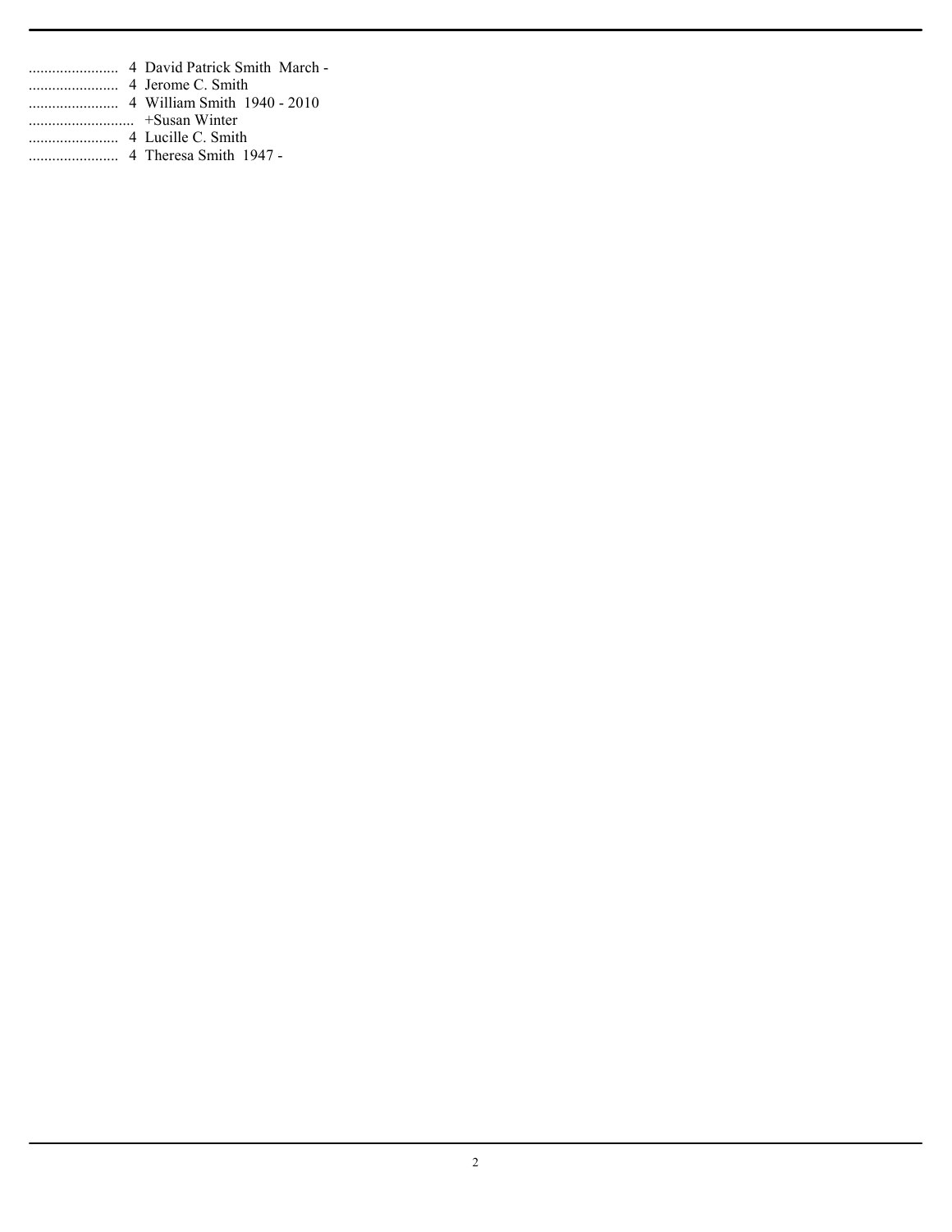....................... 4 David Patrick Smith March -
....................... 4 Jerome C. Smith
....................... 4 William Smith 1940 - 2010
........................... +Susan Winter
....................... 4 Lucille C. Smith
....................... 4 Theresa Smith 1947 -